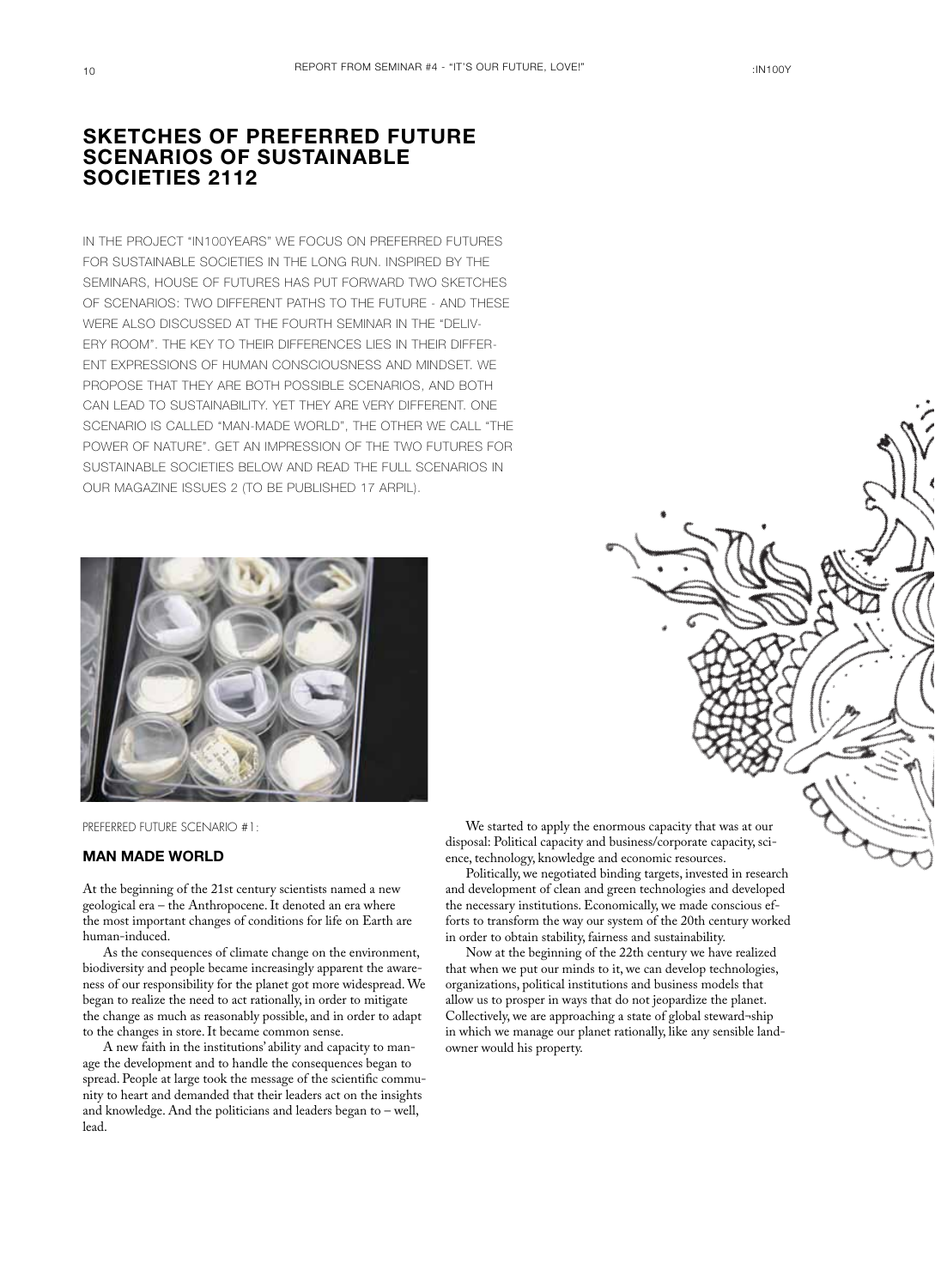## SKETCHES OF PREFERRED FUTURE SCENARIOS OF SUSTAINABLE SOCIETIES 2112

IN THE PROJECT "IN100YEARS" WE FOCUS ON PREFERRED FUTURES FOR SUSTAINABLE SOCIETIES IN THE LONG RUN. INSPIRED BY THE SEMINARS, HOUSE OF FUTURES HAS PUT FORWARD TWO SKETCHES OF SCENARIOS: TWO DIFFERENT PATHS TO THE FUTURE - AND THESE WERE ALSO DISCUSSED AT THE FOURTH SEMINAR IN THE "DELIVERY ROOM". THE KEY TO THEIR DIFFERENCES LIES IN THEIR DIFFERENT EXPRESSIONS OF HUMAN CONSCIOUSNESS AND MINDSET. WE PROPOSE THAT THEY ARE BOTH POSSIBLE SCENARIOS, AND BOTH CAN LEAD TO SUSTAINABILITY. YET THEY ARE VERY DIFFERENT. ONE SCENARIO IS CALLED "MAN-MADE WORLD", THE OTHER WE CALL "THE POWER OF NATURE". GET AN IMPRESSION OF THE TWO FUTURES FOR SUSTAINABLE SOCIETIES BELOW AND READ THE FULL SCENARIOS IN OUR MAGAZINE ISSUES 2 (TO BE PUBLISHED 17 ARPIL).

PREFERRED FUTURE SCENARIO #1:

### MAN MADE WORLD

At the beginning of the 21st century scientists named a new geological era – the Anthropocene. It denoted an era where the most important changes of conditions for life on Earth are human-induced.

As the consequences of climate change on the environment, biodiversity and people became increasingly apparent the awareness of our responsibility for the planet got more widespread. We began to realize the need to act rationally, in order to mitigate the change as much as reasonably possible, and in order to adapt to the changes in store. It became common sense.

A new faith in the institutions' ability and capacity to manage the development and to handle the consequences began to spread. People at large took the message of the scientific community to heart and demanded that their leaders act on the insights and knowledge. And the politicians and leaders began to – well, lead.

We started to apply the enormous capacity that was at our disposal: Political capacity and business/corporate capacity, science, technology, knowledge and economic resources.

Politically, we negotiated binding targets, invested in research and development of clean and green technologies and developed the necessary institutions. Economically, we made conscious efforts to transform the way our system of the 20th century worked in order to obtain stability, fairness and sustainability.

Now at the beginning of the 22th century we have realized that when we put our minds to it, we can develop technologies, organizations, political institutions and business models that allow us to prosper in ways that do not jeopardize the planet. Collectively, we are approaching a state of global steward¬ship in which we manage our planet rationally, like any sensible landowner would his property.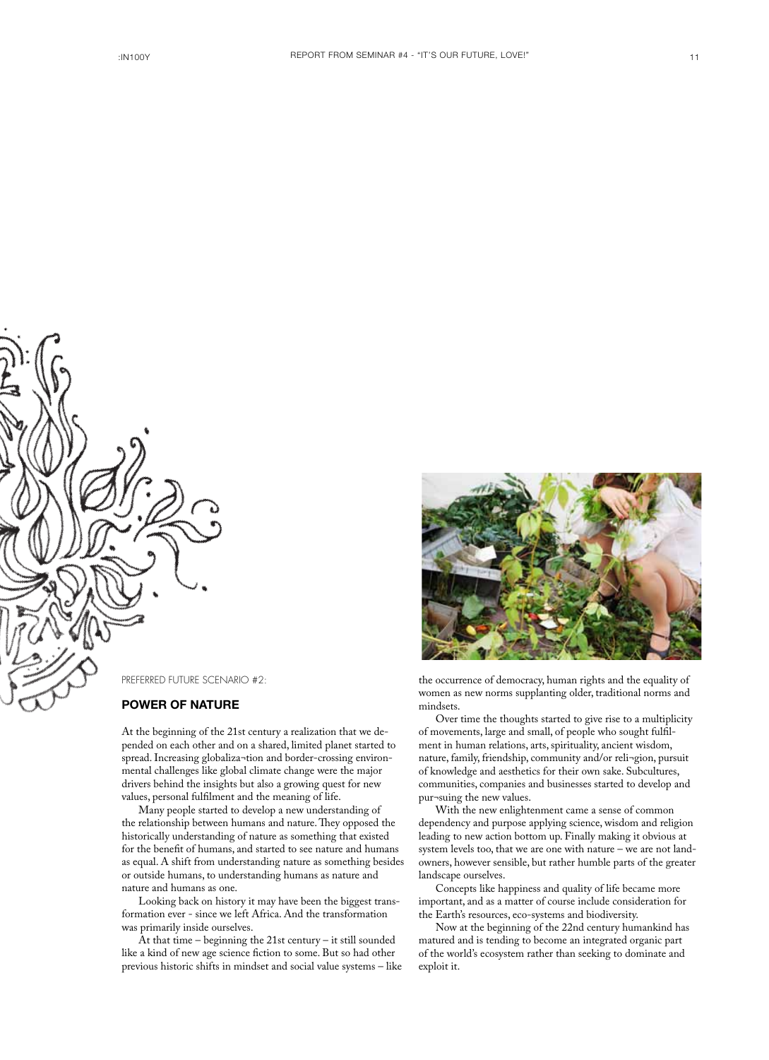PREFERRED FUTURE SCENARIO #2:

## POWER OF NATURE

At the beginning of the 21st century a realization that we depended on each other and on a shared, limited planet started to spread. Increasing globaliza¬tion and border-crossing environmental challenges like global climate change were the major drivers behind the insights but also a growing quest for new values, personal fulfilment and the meaning of life.

Many people started to develop a new understanding of the relationship between humans and nature. They opposed the historically understanding of nature as something that existed for the benefit of humans, and started to see nature and humans as equal. A shift from understanding nature as something besides or outside humans, to understanding humans as nature and nature and humans as one.

Looking back on history it may have been the biggest transformation ever - since we left Africa. And the transformation was primarily inside ourselves.

At that time – beginning the 21st century – it still sounded like a kind of new age science fiction to some. But so had other previous historic shifts in mindset and social value systems – like the occurrence of democracy, human rights and the equality of women as new norms supplanting older, traditional norms and mindsets.

Over time the thoughts started to give rise to a multiplicity of movements, large and small, of people who sought fulfilment in human relations, arts, spirituality, ancient wisdom, nature, family, friendship, community and/or reli¬gion, pursuit of knowledge and aesthetics for their own sake. Subcultures, communities, companies and businesses started to develop and pur¬suing the new values.

With the new enlightenment came a sense of common dependency and purpose applying science, wisdom and religion leading to new action bottom up. Finally making it obvious at system levels too, that we are one with nature – we are not landowners, however sensible, but rather humble parts of the greater landscape ourselves.

Concepts like happiness and quality of life became more important, and as a matter of course include consideration for the Earth's resources, eco-systems and biodiversity.

Now at the beginning of the 22nd century humankind has matured and is tending to become an integrated organic part of the world's ecosystem rather than seeking to dominate and exploit it.